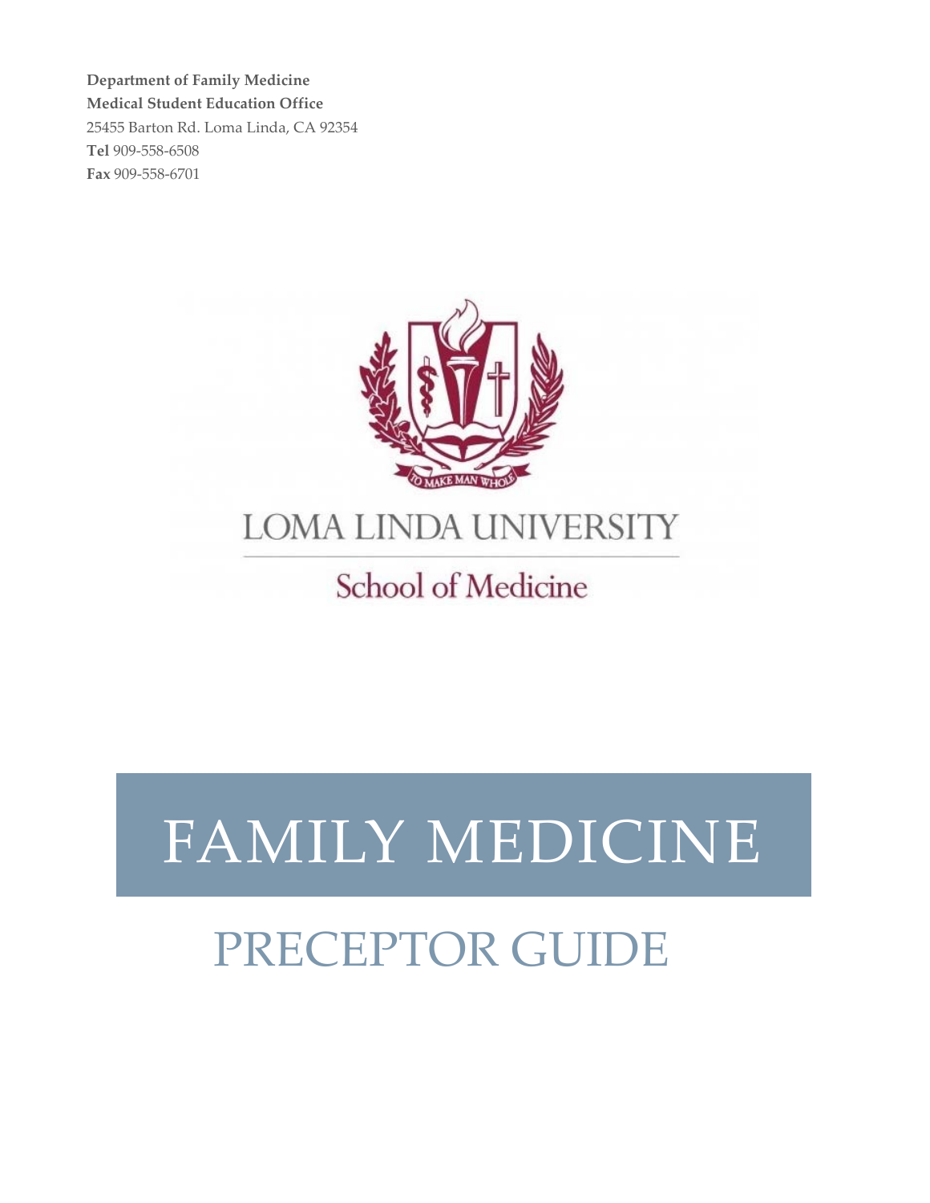**Department of Family Medicine**
**Medical Student Education Office**
25455 Barton Rd. Loma Linda, CA 92354
**Tel** 909-558-6508
**Fax** 909-558-6701

TO MAKE MAN WHOLE

LOMA LINDA UNIVERSITY

School of Medicine

# FAMILY MEDICINE

## PRECEPTOR GUIDE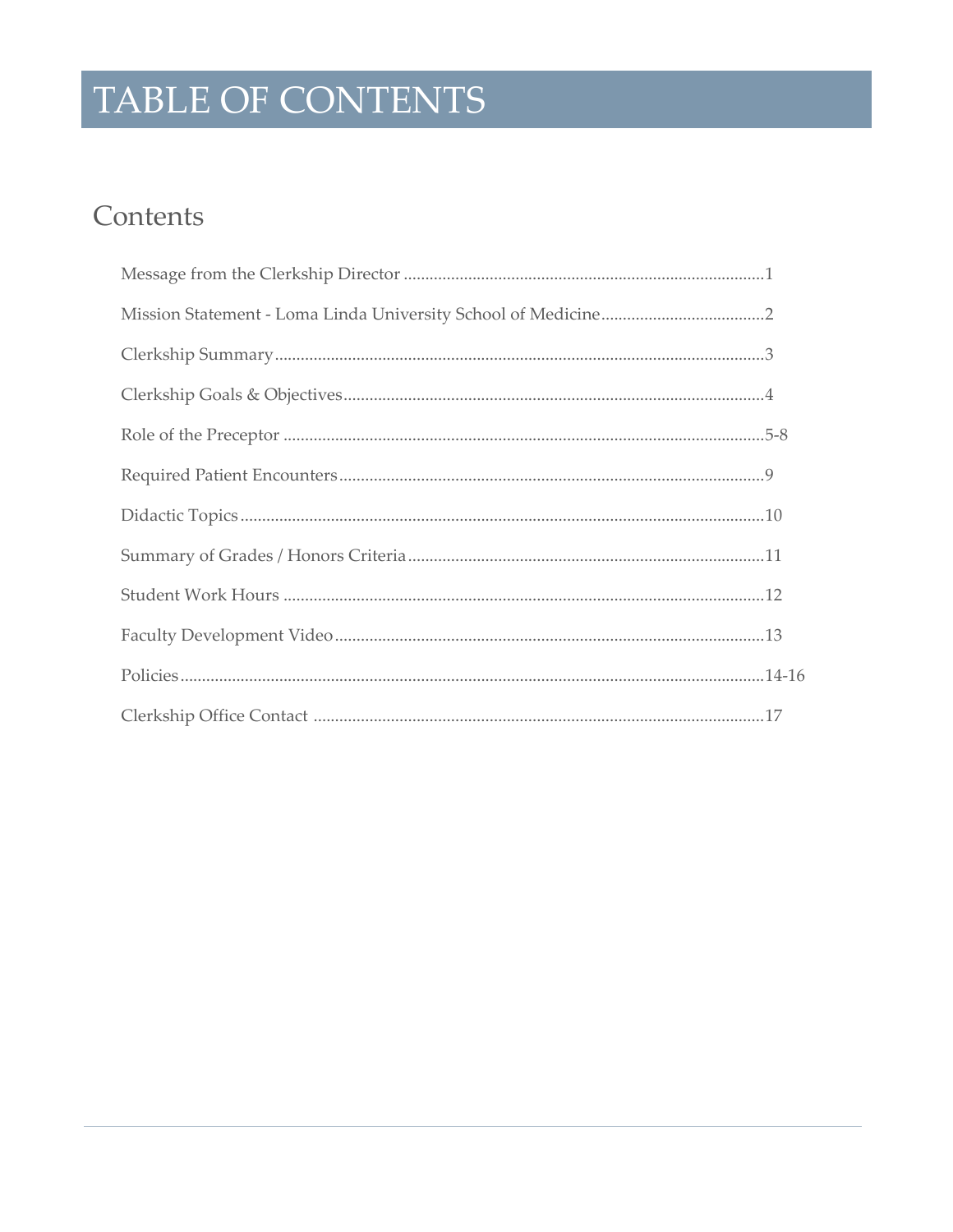# TABLE OF CONTENTS

## Contents

Message from the Clerkship Director ........................................................................................1

Mission Statement - Loma Linda University School of Medicine......................................2

Clerkship Summary..................................................................................................................3

Clerkship Goals & Objectives..................................................................................................4

Role of the Preceptor ...............................................................................................................5-8

Required Patient Encounters...................................................................................................9

Didactic Topics..........................................................................................................................10

Summary of Grades / Honors Criteria...................................................................................11

Student Work Hours ................................................................................................................12

Faculty Development Video....................................................................................................13

Policies........................................................................................................................................14-16

Clerkship Office Contact .........................................................................................................17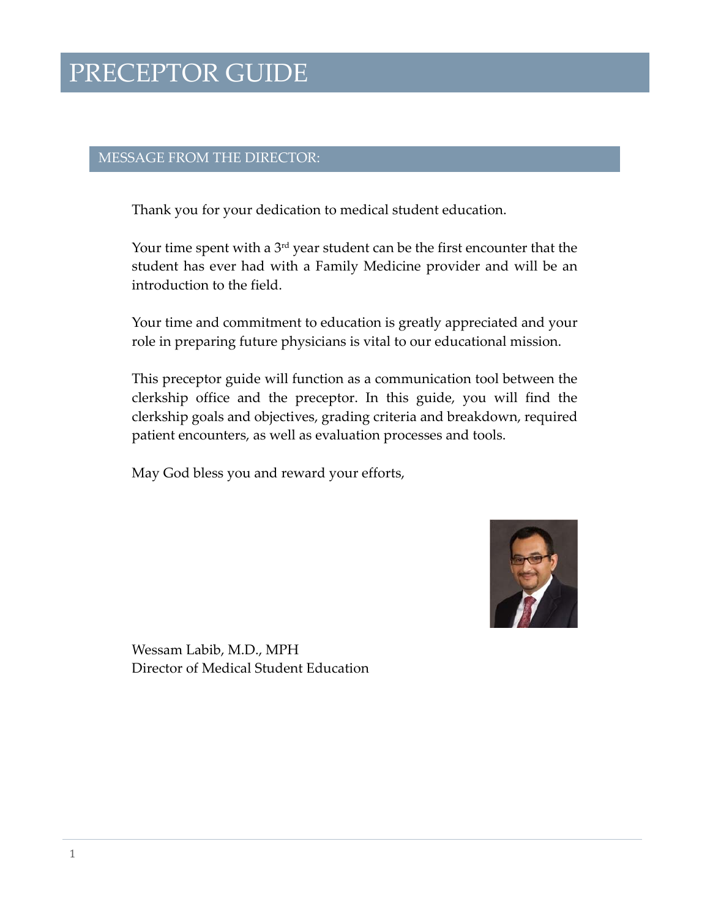# PRECEPTOR GUIDE

## MESSAGE FROM THE DIRECTOR:

Thank you for your dedication to medical student education.

Your time spent with a 3rd year student can be the first encounter that the student has ever had with a Family Medicine provider and will be an introduction to the field.

Your time and commitment to education is greatly appreciated and your role in preparing future physicians is vital to our educational mission.

This preceptor guide will function as a communication tool between the clerkship office and the preceptor. In this guide, you will find the clerkship goals and objectives, grading criteria and breakdown, required patient encounters, as well as evaluation processes and tools.

May God bless you and reward your efforts,

Wessam Labib, M.D., MPH
Director of Medical Student Education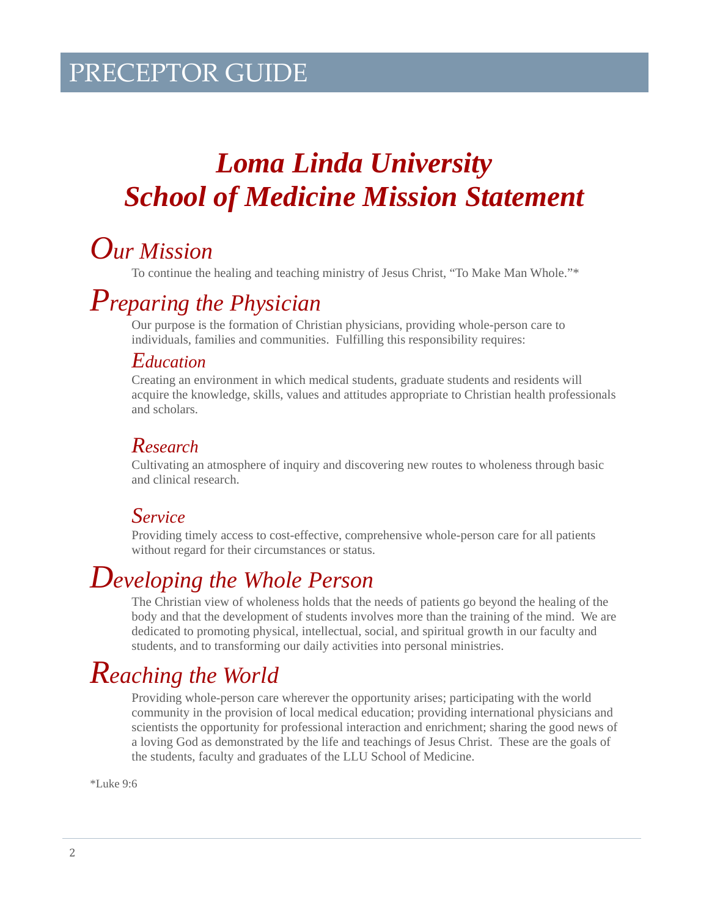# Loma Linda University School of Medicine Mission Statement

## *Our Mission*

To continue the healing and teaching ministry of Jesus Christ, "To Make Man Whole."*

## *Preparing the Physician*

Our purpose is the formation of Christian physicians, providing whole-person care to individuals, families and communities. Fulfilling this responsibility requires:

### *Education*

Creating an environment in which medical students, graduate students and residents will acquire the knowledge, skills, values and attitudes appropriate to Christian health professionals and scholars.

### *Research*

Cultivating an atmosphere of inquiry and discovering new routes to wholeness through basic and clinical research.

### *Service*

Providing timely access to cost-effective, comprehensive whole-person care for all patients without regard for their circumstances or status.

## *Developing the Whole Person*

The Christian view of wholeness holds that the needs of patients go beyond the healing of the body and that the development of students involves more than the training of the mind. We are dedicated to promoting physical, intellectual, social, and spiritual growth in our faculty and students, and to transforming our daily activities into personal ministries.

## *Reaching the World*

Providing whole-person care wherever the opportunity arises; participating with the world community in the provision of local medical education; providing international physicians and scientists the opportunity for professional interaction and enrichment; sharing the good news of a loving God as demonstrated by the life and teachings of Jesus Christ. These are the goals of the students, faculty and graduates of the LLU School of Medicine.

*Luke 9:6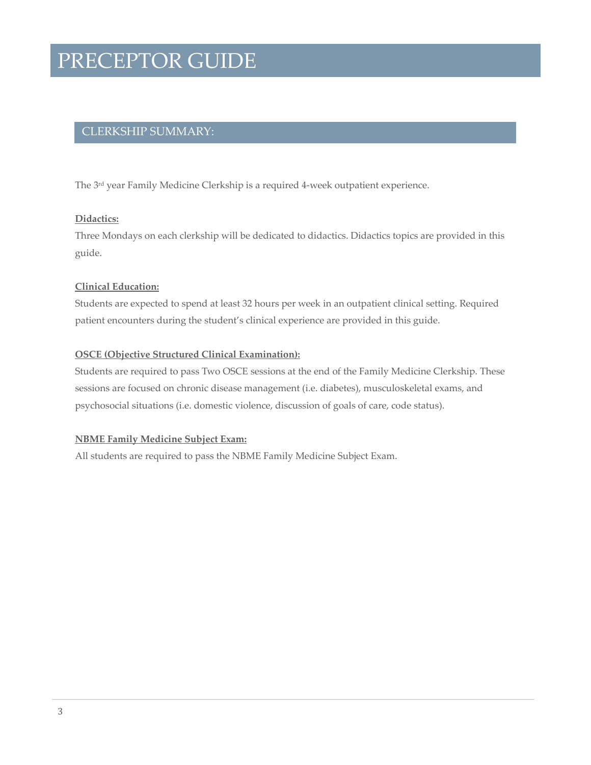# PRECEPTOR GUIDE

## CLERKSHIP SUMMARY:

The 3rd year Family Medicine Clerkship is a required 4-week outpatient experience.

**Didactics:**

Three Mondays on each clerkship will be dedicated to didactics. Didactics topics are provided in this guide.

**Clinical Education:**

Students are expected to spend at least 32 hours per week in an outpatient clinical setting. Required patient encounters during the student's clinical experience are provided in this guide.

**OSCE (Objective Structured Clinical Examination):**

Students are required to pass Two OSCE sessions at the end of the Family Medicine Clerkship. These sessions are focused on chronic disease management (i.e. diabetes), musculoskeletal exams, and psychosocial situations (i.e. domestic violence, discussion of goals of care, code status).

**NBME Family Medicine Subject Exam:**

All students are required to pass the NBME Family Medicine Subject Exam.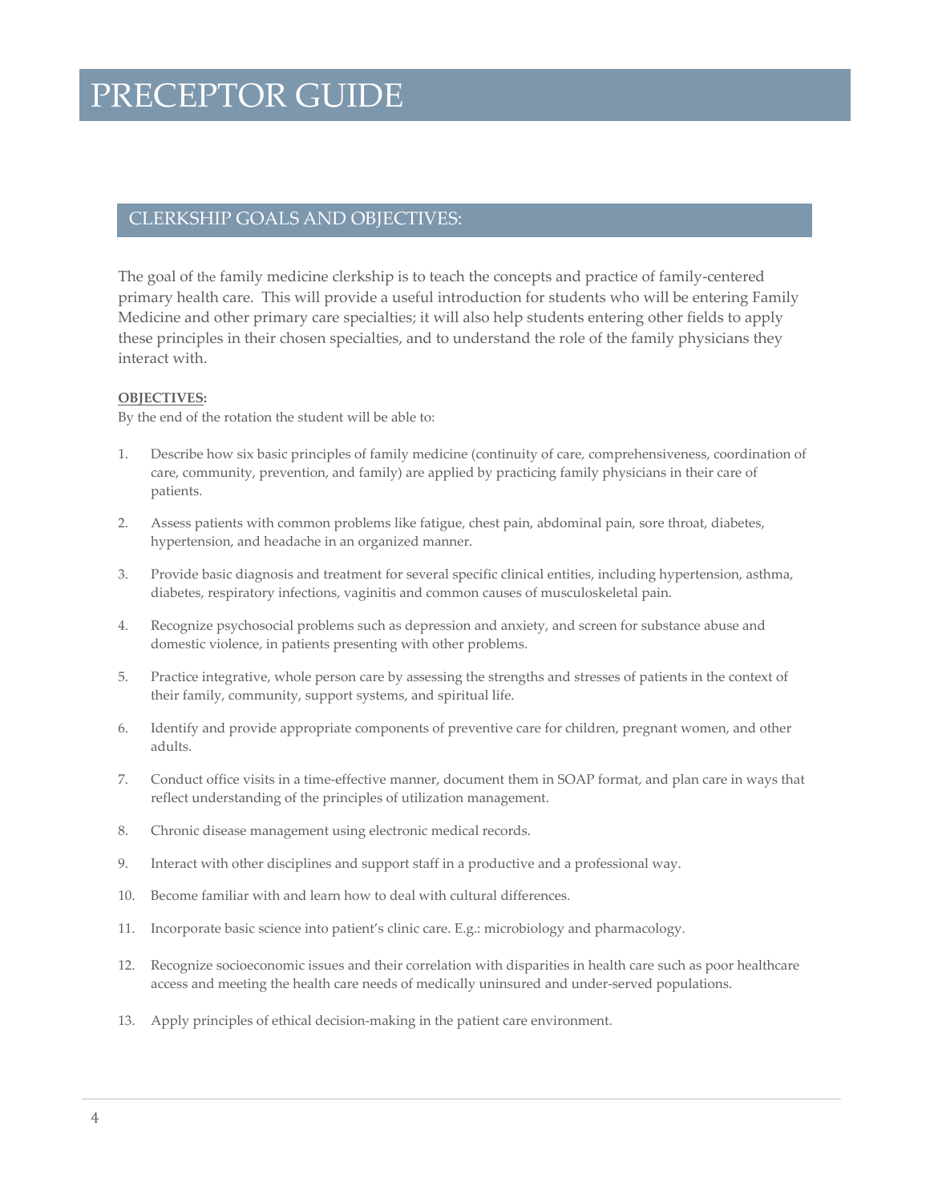# PRECEPTOR GUIDE

## CLERKSHIP GOALS AND OBJECTIVES:

The goal of the family medicine clerkship is to teach the concepts and practice of family-centered primary health care. This will provide a useful introduction for students who will be entering Family Medicine and other primary care specialties; it will also help students entering other fields to apply these principles in their chosen specialties, and to understand the role of the family physicians they interact with.

**OBJECTIVES:**

By the end of the rotation the student will be able to:

1. Describe how six basic principles of family medicine (continuity of care, comprehensiveness, coordination of care, community, prevention, and family) are applied by practicing family physicians in their care of patients.
2. Assess patients with common problems like fatigue, chest pain, abdominal pain, sore throat, diabetes, hypertension, and headache in an organized manner.
3. Provide basic diagnosis and treatment for several specific clinical entities, including hypertension, asthma, diabetes, respiratory infections, vaginitis and common causes of musculoskeletal pain.
4. Recognize psychosocial problems such as depression and anxiety, and screen for substance abuse and domestic violence, in patients presenting with other problems.
5. Practice integrative, whole person care by assessing the strengths and stresses of patients in the context of their family, community, support systems, and spiritual life.
6. Identify and provide appropriate components of preventive care for children, pregnant women, and other adults.
7. Conduct office visits in a time-effective manner, document them in SOAP format, and plan care in ways that reflect understanding of the principles of utilization management.
8. Chronic disease management using electronic medical records.
9. Interact with other disciplines and support staff in a productive and a professional way.
10. Become familiar with and learn how to deal with cultural differences.
11. Incorporate basic science into patient's clinic care. E.g.: microbiology and pharmacology.
12. Recognize socioeconomic issues and their correlation with disparities in health care such as poor healthcare access and meeting the health care needs of medically uninsured and under-served populations.
13. Apply principles of ethical decision-making in the patient care environment.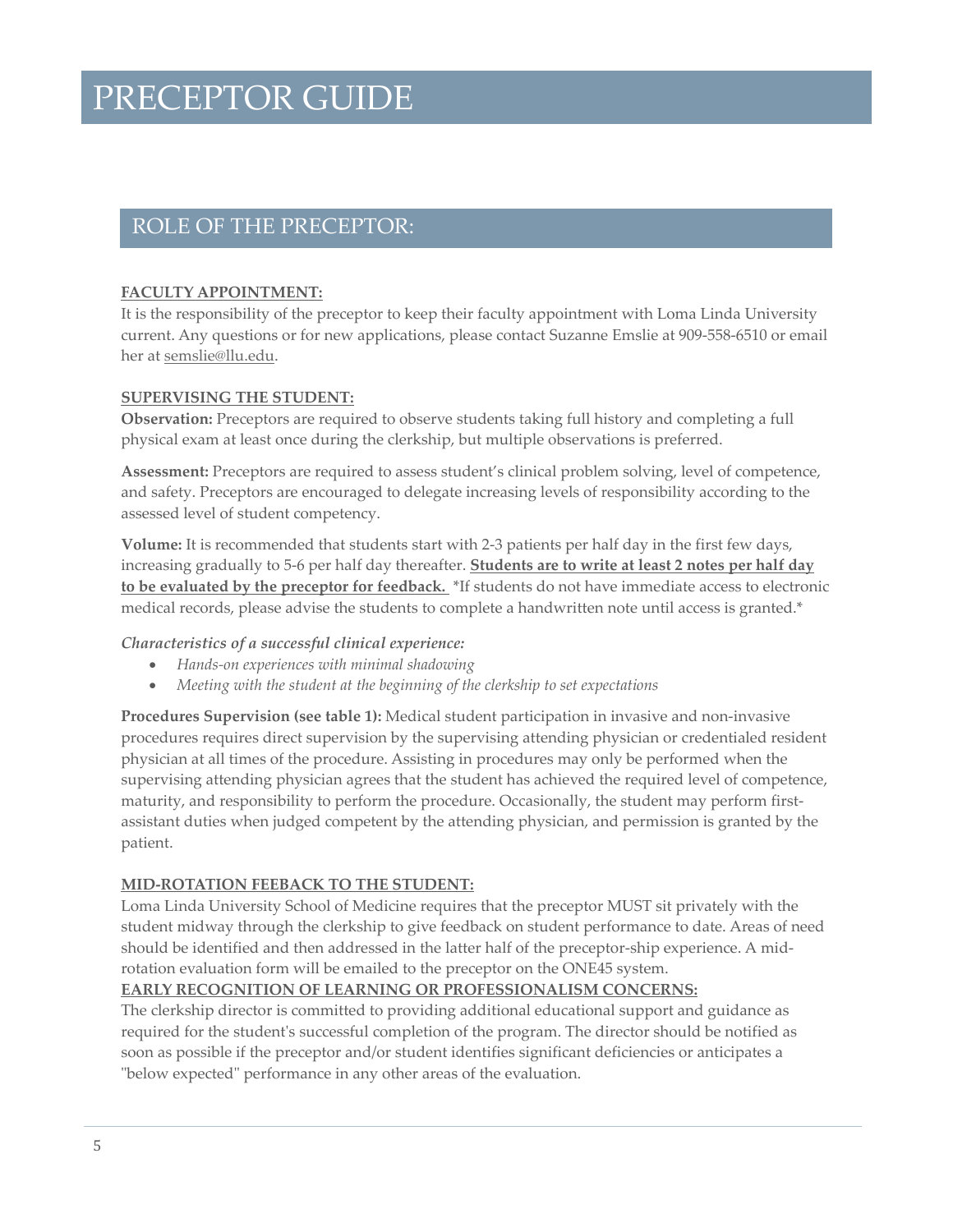# PRECEPTOR GUIDE

## ROLE OF THE PRECEPTOR:

**FACULTY APPOINTMENT:**

It is the responsibility of the preceptor to keep their faculty appointment with Loma Linda University current. Any questions or for new applications, please contact Suzanne Emslie at 909-558-6510 or email her at semslie@llu.edu.

**SUPERVISING THE STUDENT:**

**Observation:** Preceptors are required to observe students taking full history and completing a full physical exam at least once during the clerkship, but multiple observations is preferred.

**Assessment:** Preceptors are required to assess student's clinical problem solving, level of competence, and safety. Preceptors are encouraged to delegate increasing levels of responsibility according to the assessed level of student competency.

**Volume:** It is recommended that students start with 2-3 patients per half day in the first few days, increasing gradually to 5-6 per half day thereafter. **Students are to write at least 2 notes per half day to be evaluated by the preceptor for feedback.** *If students do not have immediate access to electronic medical records, please advise the students to complete a handwritten note until access is granted.*

***Characteristics of a successful clinical experience:***

- *Hands-on experiences with minimal shadowing*
- *Meeting with the student at the beginning of the clerkship to set expectations*

**Procedures Supervision (see table 1):** Medical student participation in invasive and non-invasive procedures requires direct supervision by the supervising attending physician or credentialed resident physician at all times of the procedure. Assisting in procedures may only be performed when the supervising attending physician agrees that the student has achieved the required level of competence, maturity, and responsibility to perform the procedure. Occasionally, the student may perform first-assistant duties when judged competent by the attending physician, and permission is granted by the patient.

**MID-ROTATION FEEBACK TO THE STUDENT:**

Loma Linda University School of Medicine requires that the preceptor MUST sit privately with the student midway through the clerkship to give feedback on student performance to date. Areas of need should be identified and then addressed in the latter half of the preceptor-ship experience. A mid-rotation evaluation form will be emailed to the preceptor on the ONE45 system.

**EARLY RECOGNITION OF LEARNING OR PROFESSIONALISM CONCERNS:**

The clerkship director is committed to providing additional educational support and guidance as required for the student's successful completion of the program. The director should be notified as soon as possible if the preceptor and/or student identifies significant deficiencies or anticipates a "below expected" performance in any other areas of the evaluation.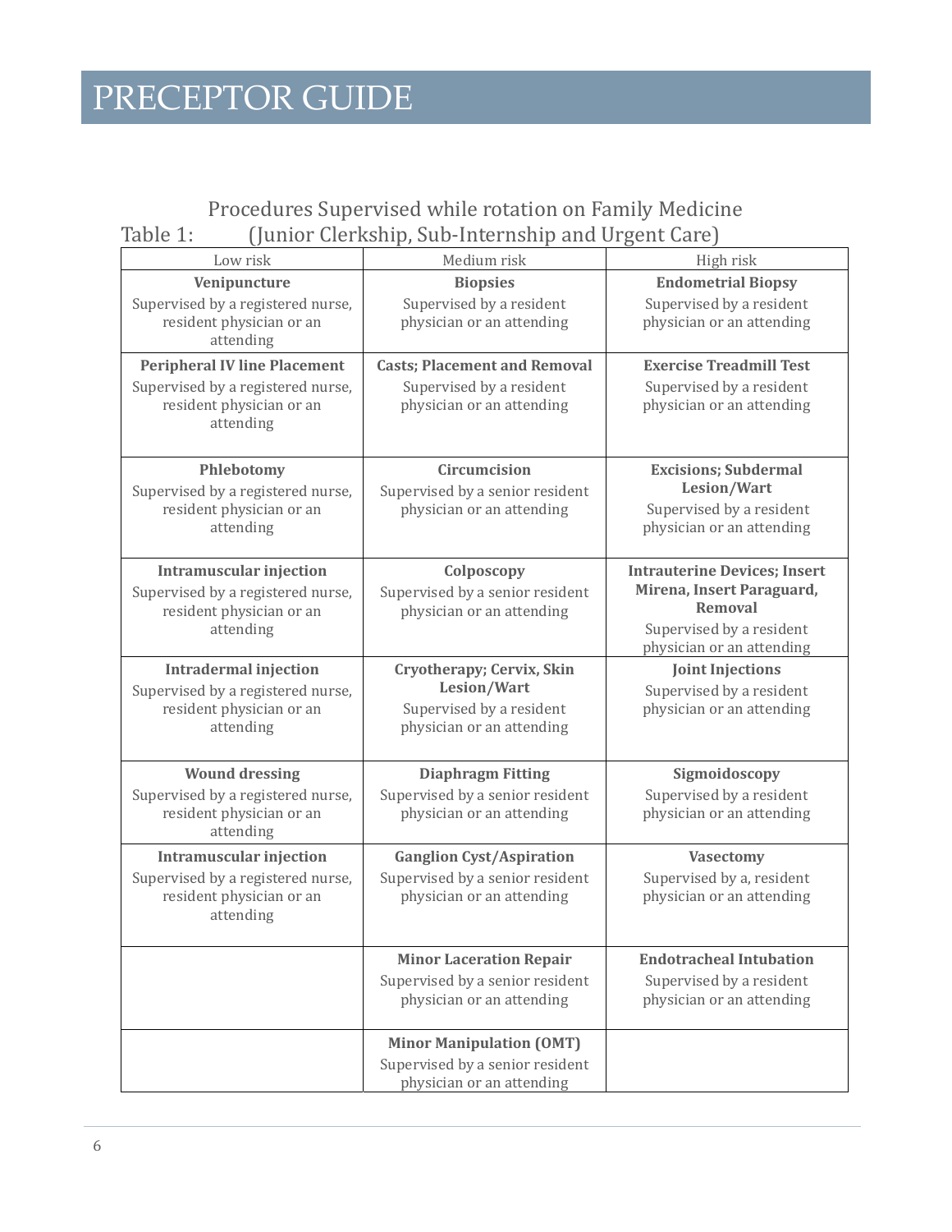# PRECEPTOR GUIDE

Table 1: Procedures Supervised while rotation on Family Medicine (Junior Clerkship, Sub-Internship and Urgent Care)

| Low risk | Medium risk | High risk |
|---|---|---|
| **Venipuncture** Supervised by a registered nurse, resident physician or an attending | **Biopsies** Supervised by a resident physician or an attending | **Endometrial Biopsy** Supervised by a resident physician or an attending |
| **Peripheral IV line Placement** Supervised by a registered nurse, resident physician or an attending | **Casts; Placement and Removal** Supervised by a resident physician or an attending | **Exercise Treadmill Test** Supervised by a resident physician or an attending |
| **Phlebotomy** Supervised by a registered nurse, resident physician or an attending | **Circumcision** Supervised by a senior resident physician or an attending | **Excisions; Subdermal Lesion/Wart** Supervised by a resident physician or an attending |
| **Intramuscular injection** Supervised by a registered nurse, resident physician or an attending | **Colposcopy** Supervised by a senior resident physician or an attending | **Intrauterine Devices; Insert Mirena, Insert Paraguard, Removal** Supervised by a resident physician or an attending |
| **Intradermal injection** Supervised by a registered nurse, resident physician or an attending | **Cryotherapy; Cervix, Skin Lesion/Wart** Supervised by a resident physician or an attending | **Joint Injections** Supervised by a resident physician or an attending |
| **Wound dressing** Supervised by a registered nurse, resident physician or an attending | **Diaphragm Fitting** Supervised by a senior resident physician or an attending | **Sigmoidoscopy** Supervised by a resident physician or an attending |
| **Intramuscular injection** Supervised by a registered nurse, resident physician or an attending | **Ganglion Cyst/Aspiration** Supervised by a senior resident physician or an attending | **Vasectomy** Supervised by a, resident physician or an attending |
| | **Minor Laceration Repair** Supervised by a senior resident physician or an attending | **Endotracheal Intubation** Supervised by a resident physician or an attending |
| | **Minor Manipulation (OMT)** Supervised by a senior resident physician or an attending | |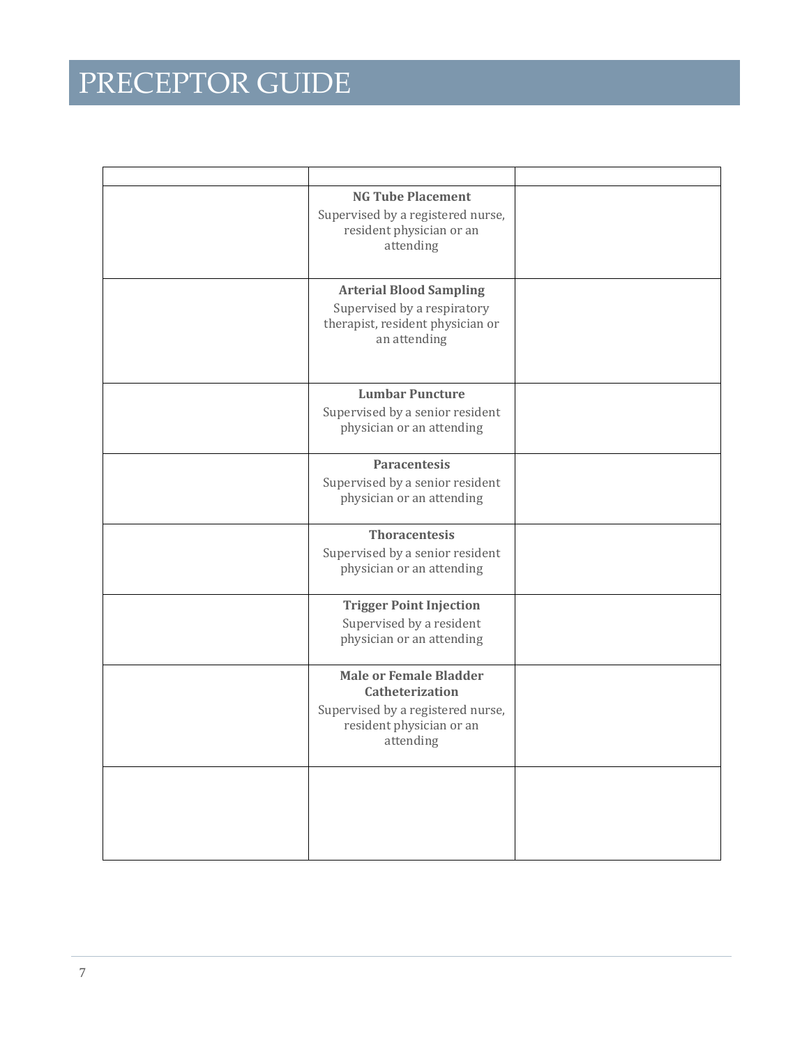# PRECEPTOR GUIDE

| | | |
|---|---|---|
| | **NG Tube Placement** Supervised by a registered nurse, resident physician or an attending | |
| | **Arterial Blood Sampling** Supervised by a respiratory therapist, resident physician or an attending | |
| | **Lumbar Puncture** Supervised by a senior resident physician or an attending | |
| | **Paracentesis** Supervised by a senior resident physician or an attending | |
| | **Thoracentesis** Supervised by a senior resident physician or an attending | |
| | **Trigger Point Injection** Supervised by a resident physician or an attending | |
| | **Male or Female Bladder Catheterization** Supervised by a registered nurse, resident physician or an attending | |
| | | |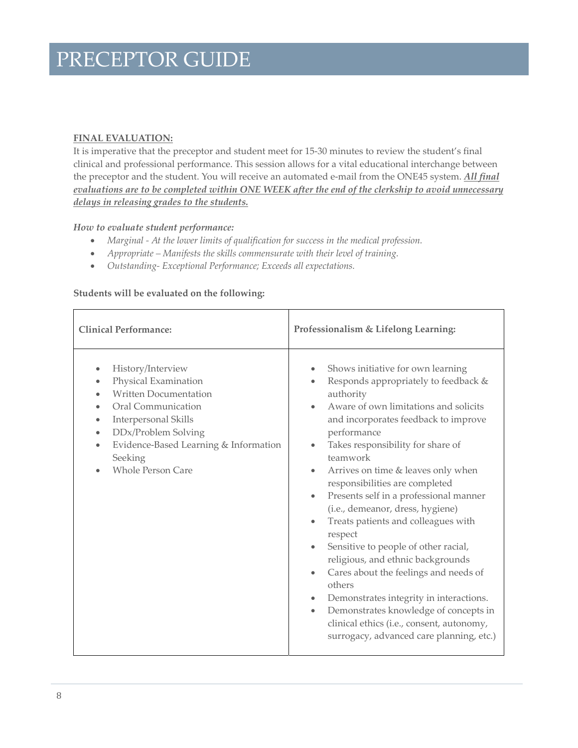# PRECEPTOR GUIDE

**FINAL EVALUATION:**

It is imperative that the preceptor and student meet for 15-30 minutes to review the student's final clinical and professional performance. This session allows for a vital educational interchange between the preceptor and the student. You will receive an automated e-mail from the ONE45 system. ***All final evaluations are to be completed within ONE WEEK after the end of the clerkship to avoid unnecessary delays in releasing grades to the students.***

***How to evaluate student performance:***

- *Marginal - At the lower limits of qualification for success in the medical profession.*
- *Appropriate – Manifests the skills commensurate with their level of training.*
- *Outstanding- Exceptional Performance; Exceeds all expectations.*

**Students will be evaluated on the following:**

| **Clinical Performance:** | **Professionalism & Lifelong Learning:** |
|---|---|
| • History/Interview<br>• Physical Examination<br>• Written Documentation<br>• Oral Communication<br>• Interpersonal Skills<br>• DDx/Problem Solving<br>• Evidence-Based Learning & Information Seeking<br>• Whole Person Care | • Shows initiative for own learning<br>• Responds appropriately to feedback & authority<br>• Aware of own limitations and solicits and incorporates feedback to improve performance<br>• Takes responsibility for share of teamwork<br>• Arrives on time & leaves only when responsibilities are completed<br>• Presents self in a professional manner (i.e., demeanor, dress, hygiene)<br>• Treats patients and colleagues with respect<br>• Sensitive to people of other racial, religious, and ethnic backgrounds<br>• Cares about the feelings and needs of others<br>• Demonstrates integrity in interactions.<br>• Demonstrates knowledge of concepts in clinical ethics (i.e., consent, autonomy, surrogacy, advanced care planning, etc.) |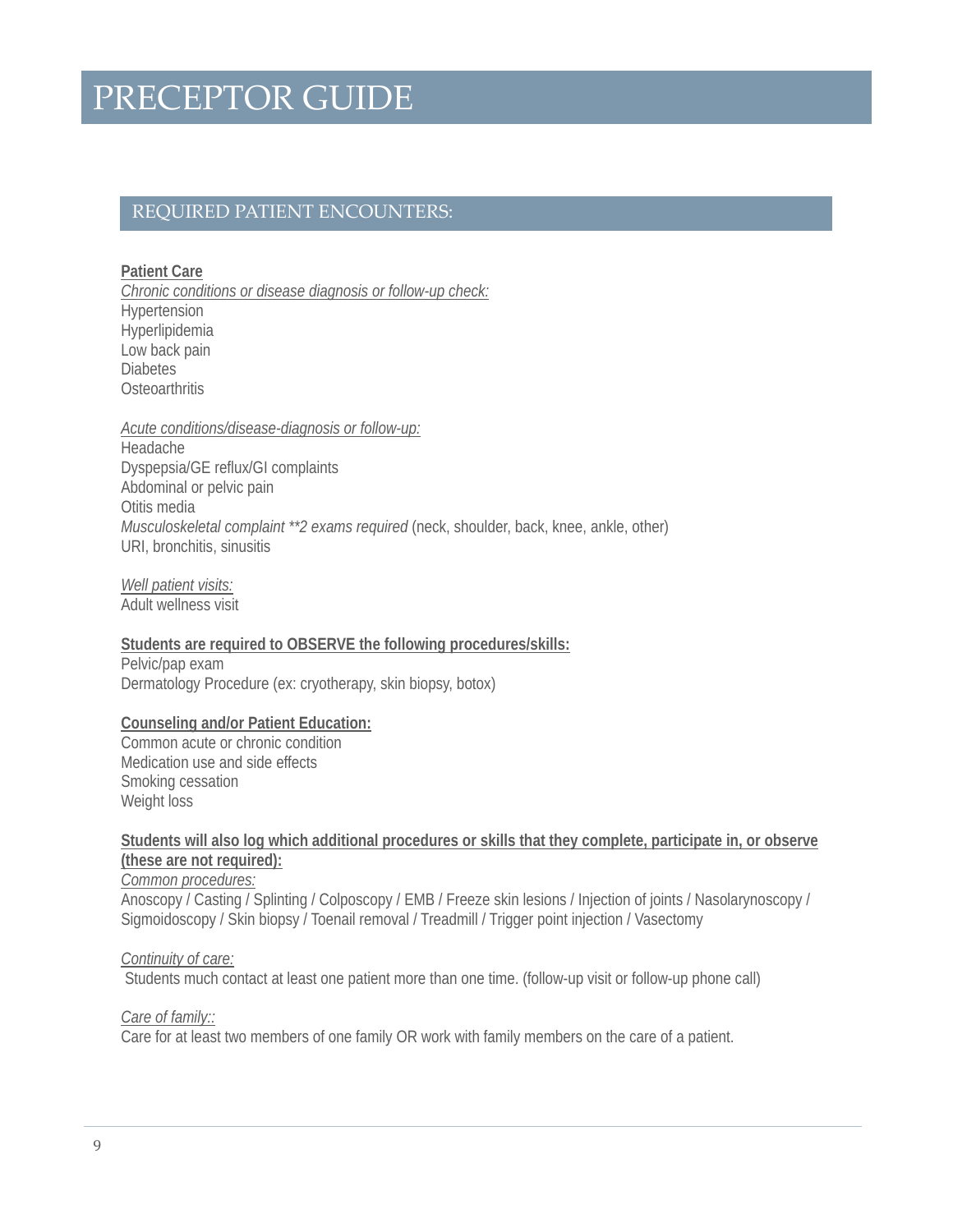# PRECEPTOR GUIDE

## REQUIRED PATIENT ENCOUNTERS:

**Patient Care**

*Chronic conditions or disease diagnosis or follow-up check:*

Hypertension
Hyperlipidemia
Low back pain
Diabetes
Osteoarthritis

*Acute conditions/disease-diagnosis or follow-up:*

Headache
Dyspepsia/GE reflux/GI complaints
Abdominal or pelvic pain
Otitis media
*Musculoskeletal complaint **2 exams required* (neck, shoulder, back, knee, ankle, other)
URI, bronchitis, sinusitis

*Well patient visits:*

Adult wellness visit

**Students are required to OBSERVE the following procedures/skills:**

Pelvic/pap exam
Dermatology Procedure (ex: cryotherapy, skin biopsy, botox)

**Counseling and/or Patient Education:**

Common acute or chronic condition
Medication use and side effects
Smoking cessation
Weight loss

**Students will also log which additional procedures or skills that they complete, participate in, or observe (these are not required):**

*Common procedures:*

Anoscopy / Casting / Splinting / Colposcopy / EMB / Freeze skin lesions / Injection of joints / Nasolaryngoscopy / Sigmoidoscopy / Skin biopsy / Toenail removal / Treadmill / Trigger point injection / Vasectomy

*Continuity of care:*

Students much contact at least one patient more than one time. (follow-up visit or follow-up phone call)

*Care of family::*

Care for at least two members of one family OR work with family members on the care of a patient.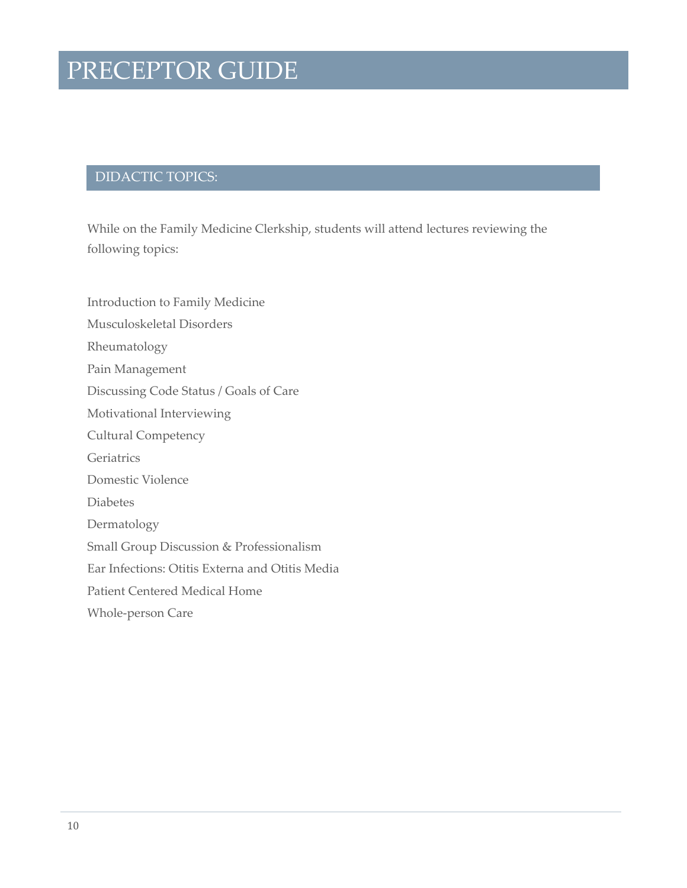# PRECEPTOR GUIDE

## DIDACTIC TOPICS:

While on the Family Medicine Clerkship, students will attend lectures reviewing the following topics:

Introduction to Family Medicine
Musculoskeletal Disorders
Rheumatology
Pain Management
Discussing Code Status / Goals of Care
Motivational Interviewing
Cultural Competency
Geriatrics
Domestic Violence
Diabetes
Dermatology
Small Group Discussion & Professionalism
Ear Infections: Otitis Externa and Otitis Media
Patient Centered Medical Home
Whole-person Care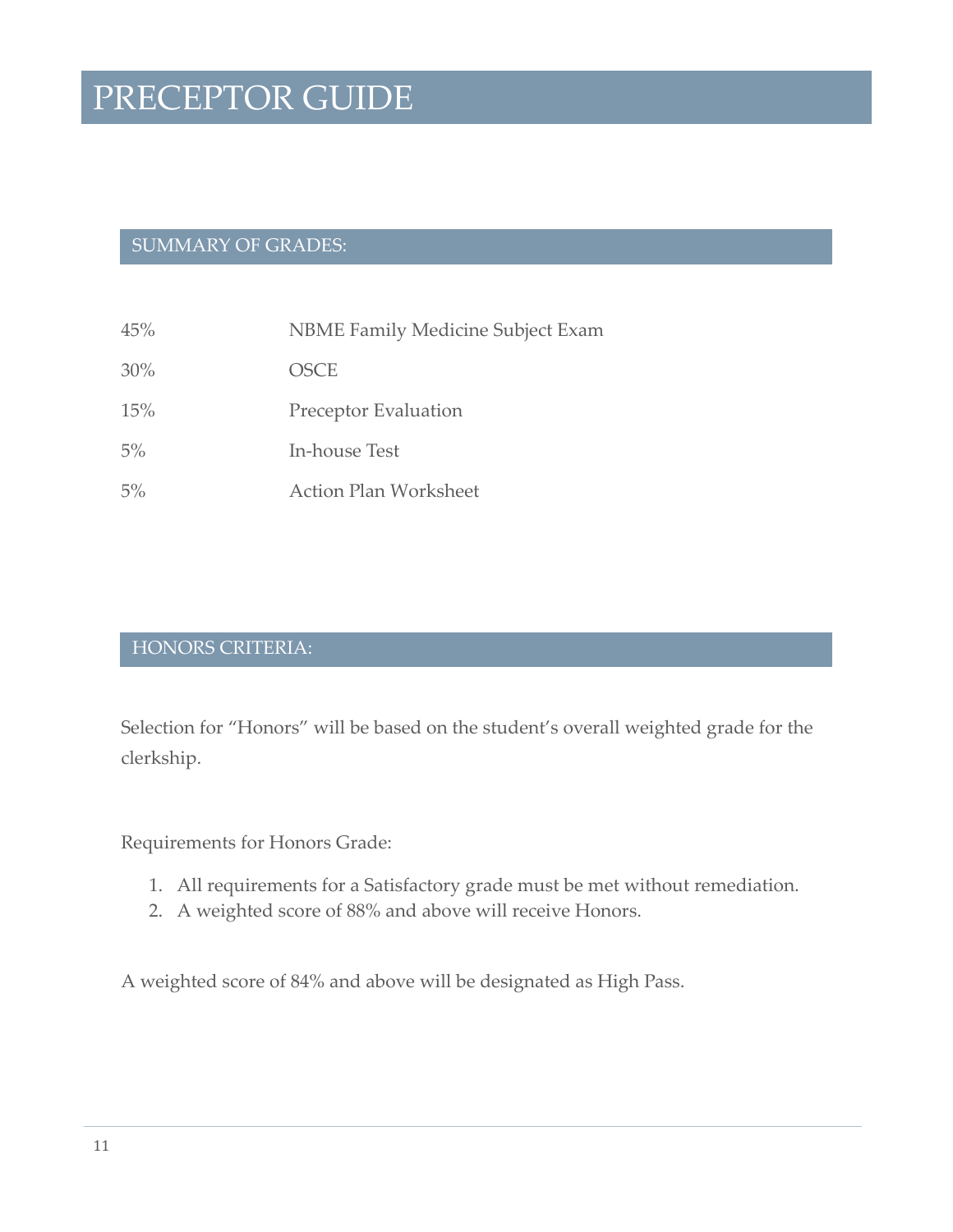# PRECEPTOR GUIDE

## SUMMARY OF GRADES:

| | |
|---|---|
| 45% | NBME Family Medicine Subject Exam |
| 30% | OSCE |
| 15% | Preceptor Evaluation |
| 5% | In-house Test |
| 5% | Action Plan Worksheet |

## HONORS CRITERIA:

Selection for "Honors" will be based on the student's overall weighted grade for the clerkship.

Requirements for Honors Grade:

1. All requirements for a Satisfactory grade must be met without remediation.
2. A weighted score of 88% and above will receive Honors.

A weighted score of 84% and above will be designated as High Pass.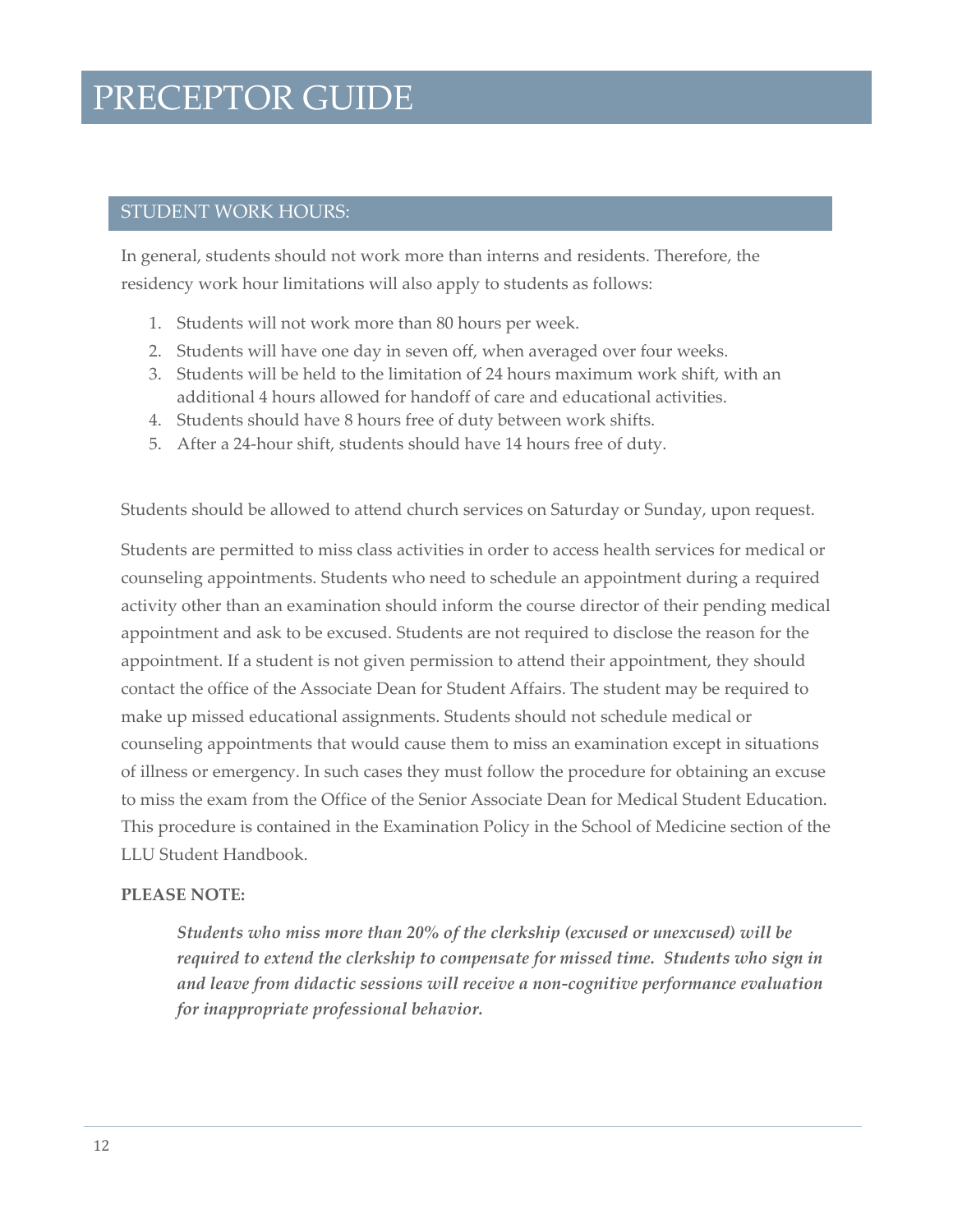# PRECEPTOR GUIDE

## STUDENT WORK HOURS:

In general, students should not work more than interns and residents. Therefore, the residency work hour limitations will also apply to students as follows:

1. Students will not work more than 80 hours per week.
2. Students will have one day in seven off, when averaged over four weeks.
3. Students will be held to the limitation of 24 hours maximum work shift, with an additional 4 hours allowed for handoff of care and educational activities.
4. Students should have 8 hours free of duty between work shifts.
5. After a 24-hour shift, students should have 14 hours free of duty.

Students should be allowed to attend church services on Saturday or Sunday, upon request.

Students are permitted to miss class activities in order to access health services for medical or counseling appointments. Students who need to schedule an appointment during a required activity other than an examination should inform the course director of their pending medical appointment and ask to be excused. Students are not required to disclose the reason for the appointment. If a student is not given permission to attend their appointment, they should contact the office of the Associate Dean for Student Affairs. The student may be required to make up missed educational assignments. Students should not schedule medical or counseling appointments that would cause them to miss an examination except in situations of illness or emergency. In such cases they must follow the procedure for obtaining an excuse to miss the exam from the Office of the Senior Associate Dean for Medical Student Education. This procedure is contained in the Examination Policy in the School of Medicine section of the LLU Student Handbook.

**PLEASE NOTE:**

> ***Students who miss more than 20% of the clerkship (excused or unexcused) will be required to extend the clerkship to compensate for missed time. Students who sign in and leave from didactic sessions will receive a non-cognitive performance evaluation for inappropriate professional behavior.***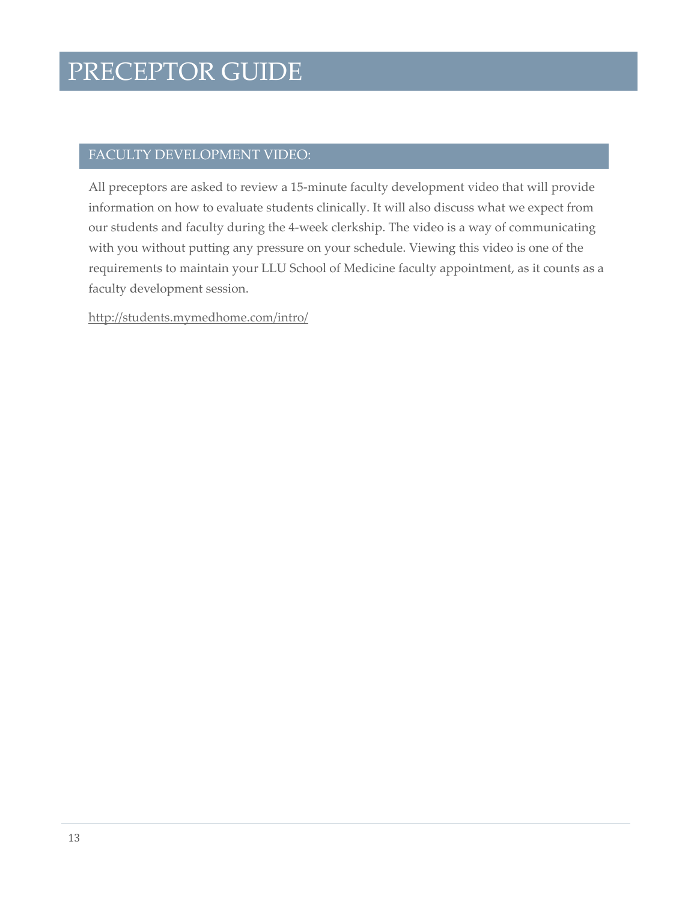# PRECEPTOR GUIDE

## FACULTY DEVELOPMENT VIDEO:

All preceptors are asked to review a 15-minute faculty development video that will provide information on how to evaluate students clinically. It will also discuss what we expect from our students and faculty during the 4-week clerkship. The video is a way of communicating with you without putting any pressure on your schedule. Viewing this video is one of the requirements to maintain your LLU School of Medicine faculty appointment, as it counts as a faculty development session.

http://students.mymedhome.com/intro/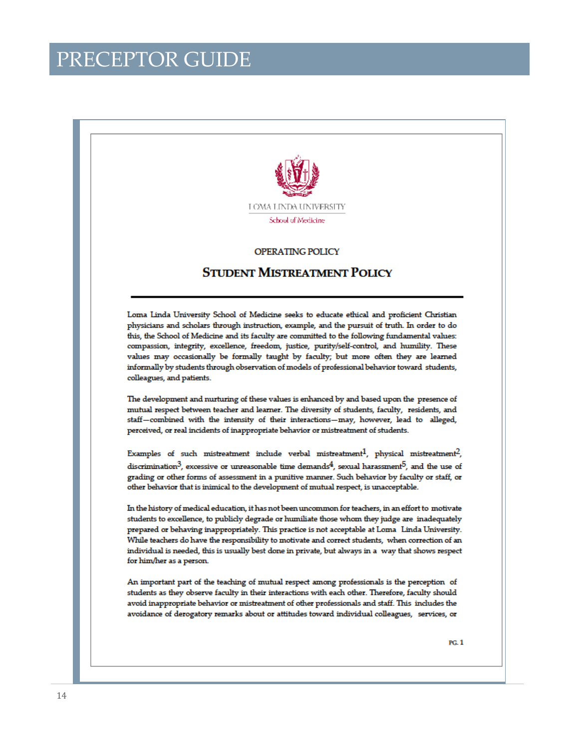# PRECEPTOR GUIDE

LOMA LINDA UNIVERSITY
School of Medicine

OPERATING POLICY

## Student Mistreatment Policy

Loma Linda University School of Medicine seeks to educate ethical and proficient Christian physicians and scholars through instruction, example, and the pursuit of truth. In order to do this, the School of Medicine and its faculty are committed to the following fundamental values: compassion, integrity, excellence, freedom, justice, purity/self-control, and humility. These values may occasionally be formally taught by faculty; but more often they are learned informally by students through observation of models of professional behavior toward students, colleagues, and patients.

The development and nurturing of these values is enhanced by and based upon the presence of mutual respect between teacher and learner. The diversity of students, faculty, residents, and staff—combined with the intensity of their interactions—may, however, lead to alleged, perceived, or real incidents of inappropriate behavior or mistreatment of students.

Examples of such mistreatment include verbal mistreatment[1], physical mistreatment[2], discrimination[3], excessive or unreasonable time demands[4], sexual harassment[5], and the use of grading or other forms of assessment in a punitive manner. Such behavior by faculty or staff, or other behavior that is inimical to the development of mutual respect, is unacceptable.

In the history of medical education, it has not been uncommon for teachers, in an effort to motivate students to excellence, to publicly degrade or humiliate those whom they judge are inadequately prepared or behaving inappropriately. This practice is not acceptable at Loma Linda University. While teachers do have the responsibility to motivate and correct students, when correction of an individual is needed, this is usually best done in private, but always in a way that shows respect for him/her as a person.

An important part of the teaching of mutual respect among professionals is the perception of students as they observe faculty in their interactions with each other. Therefore, faculty should avoid inappropriate behavior or mistreatment of other professionals and staff. This includes the avoidance of derogatory remarks about or attitudes toward individual colleagues, services, or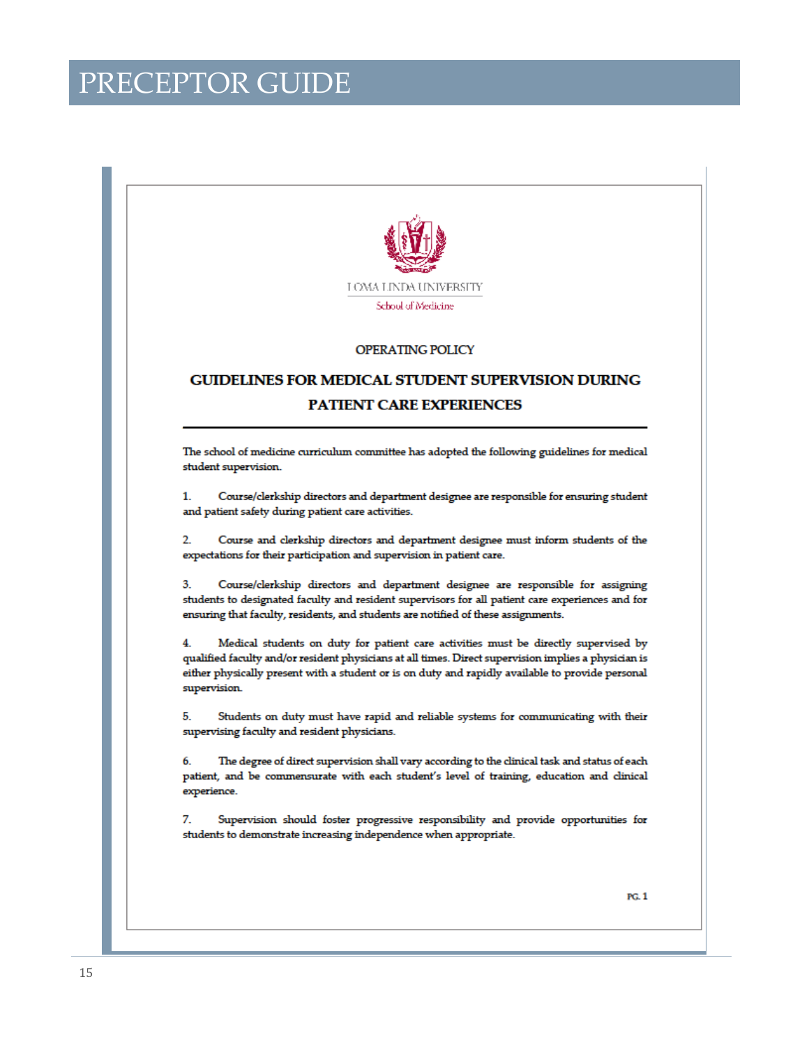# PRECEPTOR GUIDE

LOMA LINDA UNIVERSITY

School of Medicine

OPERATING POLICY

## GUIDELINES FOR MEDICAL STUDENT SUPERVISION DURING PATIENT CARE EXPERIENCES

The school of medicine curriculum committee has adopted the following guidelines for medical student supervision.

1. Course/clerkship directors and department designee are responsible for ensuring student and patient safety during patient care activities.

2. Course and clerkship directors and department designee must inform students of the expectations for their participation and supervision in patient care.

3. Course/clerkship directors and department designee are responsible for assigning students to designated faculty and resident supervisors for all patient care experiences and for ensuring that faculty, residents, and students are notified of these assignments.

4. Medical students on duty for patient care activities must be directly supervised by qualified faculty and/or resident physicians at all times. Direct supervision implies a physician is either physically present with a student or is on duty and rapidly available to provide personal supervision.

5. Students on duty must have rapid and reliable systems for communicating with their supervising faculty and resident physicians.

6. The degree of direct supervision shall vary according to the clinical task and status of each patient, and be commensurate with each student's level of training, education and clinical experience.

7. Supervision should foster progressive responsibility and provide opportunities for students to demonstrate increasing independence when appropriate.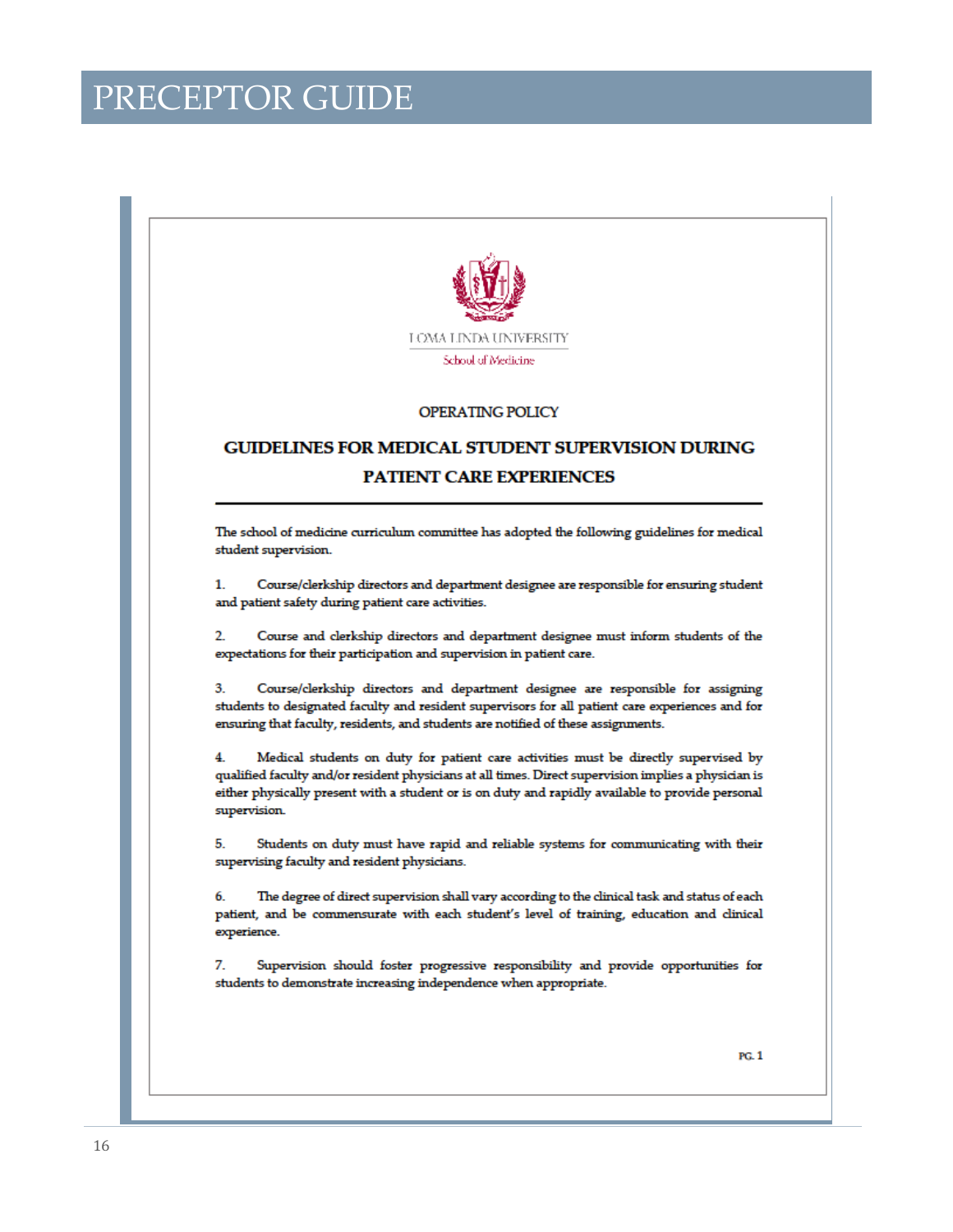# PRECEPTOR GUIDE

LOMA LINDA UNIVERSITY

School of Medicine

OPERATING POLICY

## GUIDELINES FOR MEDICAL STUDENT SUPERVISION DURING PATIENT CARE EXPERIENCES

The school of medicine curriculum committee has adopted the following guidelines for medical student supervision.

1. Course/clerkship directors and department designee are responsible for ensuring student and patient safety during patient care activities.

2. Course and clerkship directors and department designee must inform students of the expectations for their participation and supervision in patient care.

3. Course/clerkship directors and department designee are responsible for assigning students to designated faculty and resident supervisors for all patient care experiences and for ensuring that faculty, residents, and students are notified of these assignments.

4. Medical students on duty for patient care activities must be directly supervised by qualified faculty and/or resident physicians at all times. Direct supervision implies a physician is either physically present with a student or is on duty and rapidly available to provide personal supervision.

5. Students on duty must have rapid and reliable systems for communicating with their supervising faculty and resident physicians.

6. The degree of direct supervision shall vary according to the clinical task and status of each patient, and be commensurate with each student's level of training, education and clinical experience.

7. Supervision should foster progressive responsibility and provide opportunities for students to demonstrate increasing independence when appropriate.

PG. 1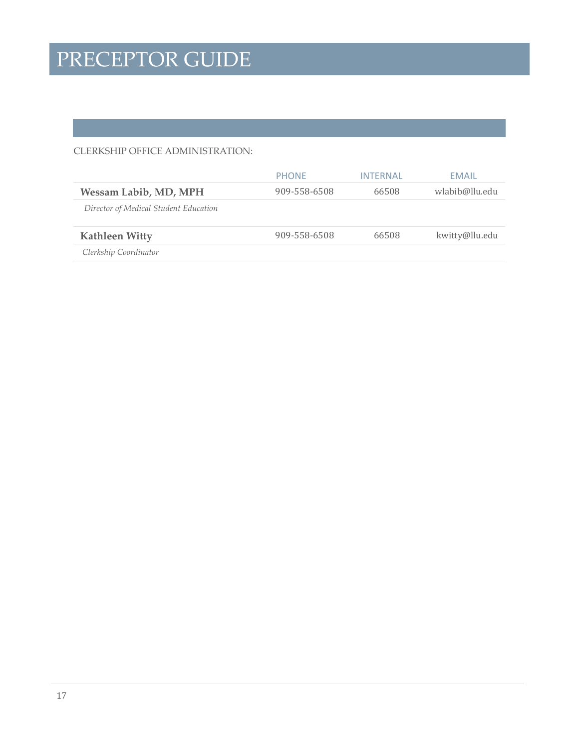# PRECEPTOR GUIDE

CLERKSHIP OFFICE ADMINISTRATION:

| | PHONE | INTERNAL | EMAIL |
|---|---|---|---|
| **Wessam Labib, MD, MPH** | 909-558-6508 | 66508 | wlabib@llu.edu |
| *Director of Medical Student Education* | | | |
| **Kathleen Witty** | 909-558-6508 | 66508 | kwitty@llu.edu |
| *Clerkship Coordinator* | | | |